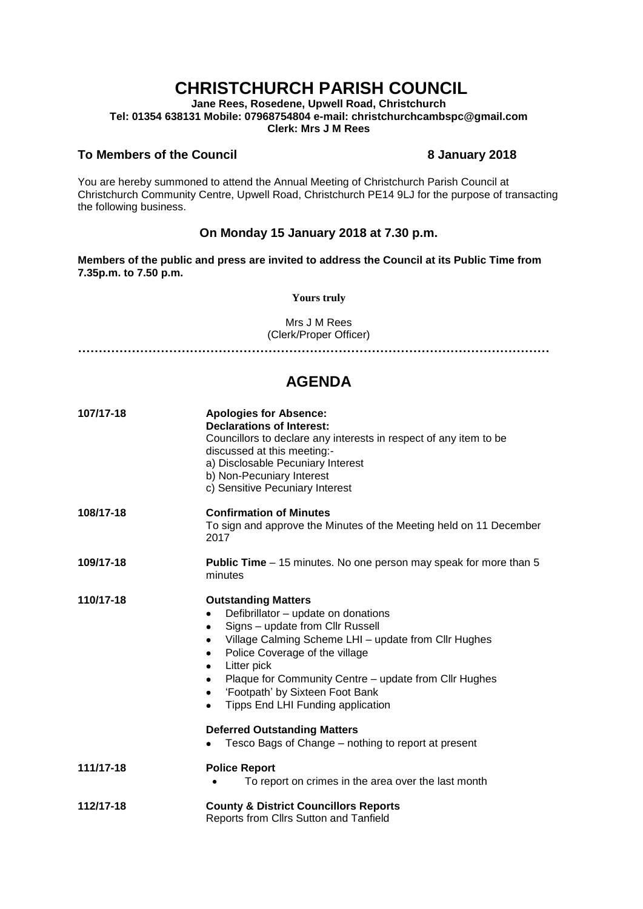# CHRISTCHURCH PARISH COUNCIL

**Jane Rees, Rosedene, Upwell Road, Christchurch**
**Tel: 01354 638131 Mobile: 07968754804 e-mail: christchurchcambspc@gmail.com**
**Clerk: Mrs J M Rees**

**To Members of the Council** **8 January 2018**

You are hereby summoned to attend the Annual Meeting of Christchurch Parish Council at Christchurch Community Centre, Upwell Road, Christchurch PE14 9LJ for the purpose of transacting the following business.

**On Monday 15 January 2018 at 7.30 p.m.**

**Members of the public and press are invited to address the Council at its Public Time from 7.35p.m. to 7.50 p.m.**

**Yours truly**

Mrs J M Rees
(Clerk/Proper Officer)

## AGENDA

**107/17-18** **Apologies for Absence:**
**Declarations of Interest:**
Councillors to declare any interests in respect of any item to be discussed at this meeting:-
a) Disclosable Pecuniary Interest
b) Non-Pecuniary Interest
c) Sensitive Pecuniary Interest

**108/17-18** **Confirmation of Minutes**
To sign and approve the Minutes of the Meeting held on 11 December 2017

**109/17-18** **Public Time** – 15 minutes. No one person may speak for more than 5 minutes

**110/17-18** **Outstanding Matters**
- Defibrillator – update on donations
- Signs – update from Cllr Russell
- Village Calming Scheme LHI – update from Cllr Hughes
- Police Coverage of the village
- Litter pick
- Plaque for Community Centre – update from Cllr Hughes
- 'Footpath' by Sixteen Foot Bank
- Tipps End LHI Funding application

**Deferred Outstanding Matters**
- Tesco Bags of Change – nothing to report at present

**111/17-18** **Police Report**
- To report on crimes in the area over the last month

**112/17-18** **County & District Councillors Reports**
Reports from Cllrs Sutton and Tanfield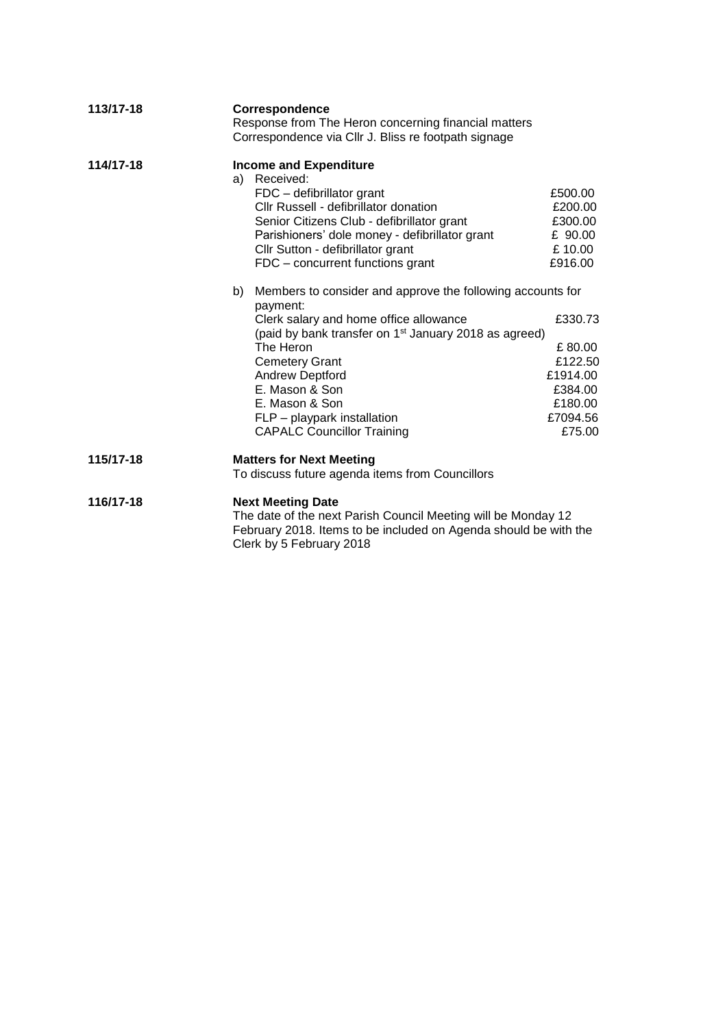**113/17-18** **Correspondence**

Response from The Heron concerning financial matters
Correspondence via Cllr J. Bliss re footpath signage

**114/17-18** **Income and Expenditure**

a) Received:

| | |
|---|---|
| FDC – defibrillator grant | £500.00 |
| Cllr Russell - defibrillator donation | £200.00 |
| Senior Citizens Club - defibrillator grant | £300.00 |
| Parishioners' dole money - defibrillator grant | £ 90.00 |
| Cllr Sutton - defibrillator grant | £ 10.00 |
| FDC – concurrent functions grant | £916.00 |

b) Members to consider and approve the following accounts for payment:

| | |
|---|---|
| Clerk salary and home office allowance (paid by bank transfer on 1st January 2018 as agreed) | £330.73 |
| The Heron | £ 80.00 |
| Cemetery Grant | £122.50 |
| Andrew Deptford | £1914.00 |
| E. Mason & Son | £384.00 |
| E. Mason & Son | £180.00 |
| FLP – playpark installation | £7094.56 |
| CAPALC Councillor Training | £75.00 |

**115/17-18** **Matters for Next Meeting**

To discuss future agenda items from Councillors

**116/17-18** **Next Meeting Date**

The date of the next Parish Council Meeting will be Monday 12 February 2018. Items to be included on Agenda should be with the Clerk by 5 February 2018